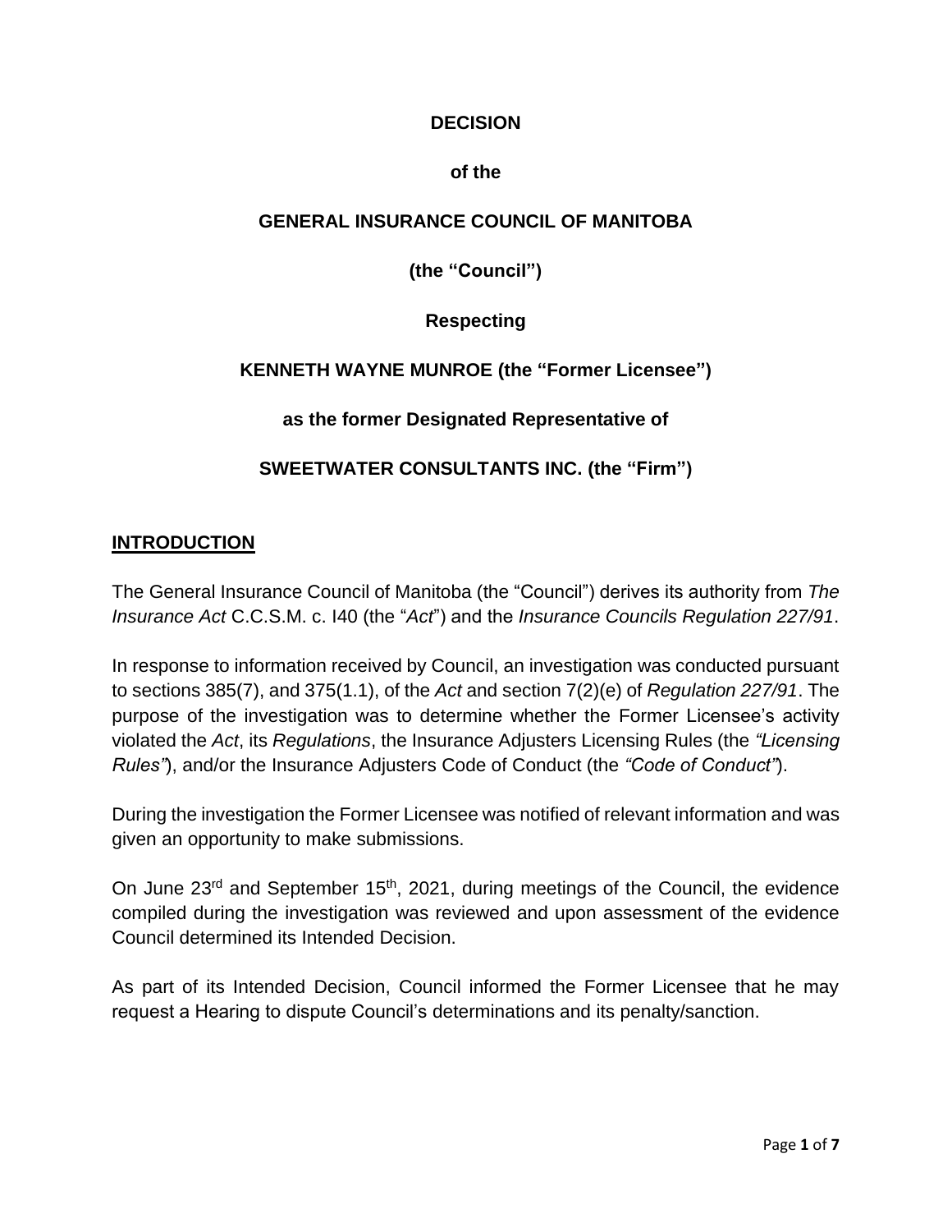**DECISION**

**of the**

**GENERAL INSURANCE COUNCIL OF MANITOBA**

**(the "Council")**

**Respecting**

**KENNETH WAYNE MUNROE (the "Former Licensee")**

**as the former Designated Representative of**

**SWEETWATER CONSULTANTS INC. (the "Firm")**

## INTRODUCTION

The General Insurance Council of Manitoba (the "Council") derives its authority from *The Insurance Act* C.C.S.M. c. I40 (the "*Act*") and the *Insurance Councils Regulation 227/91*.

In response to information received by Council, an investigation was conducted pursuant to sections 385(7), and 375(1.1), of the *Act* and section 7(2)(e) of *Regulation 227/91*. The purpose of the investigation was to determine whether the Former Licensee's activity violated the *Act*, its *Regulations*, the Insurance Adjusters Licensing Rules (the *"Licensing Rules"*), and/or the Insurance Adjusters Code of Conduct (the *"Code of Conduct"*).

During the investigation the Former Licensee was notified of relevant information and was given an opportunity to make submissions.

On June 23rd and September 15th, 2021, during meetings of the Council, the evidence compiled during the investigation was reviewed and upon assessment of the evidence Council determined its Intended Decision.

As part of its Intended Decision, Council informed the Former Licensee that he may request a Hearing to dispute Council's determinations and its penalty/sanction.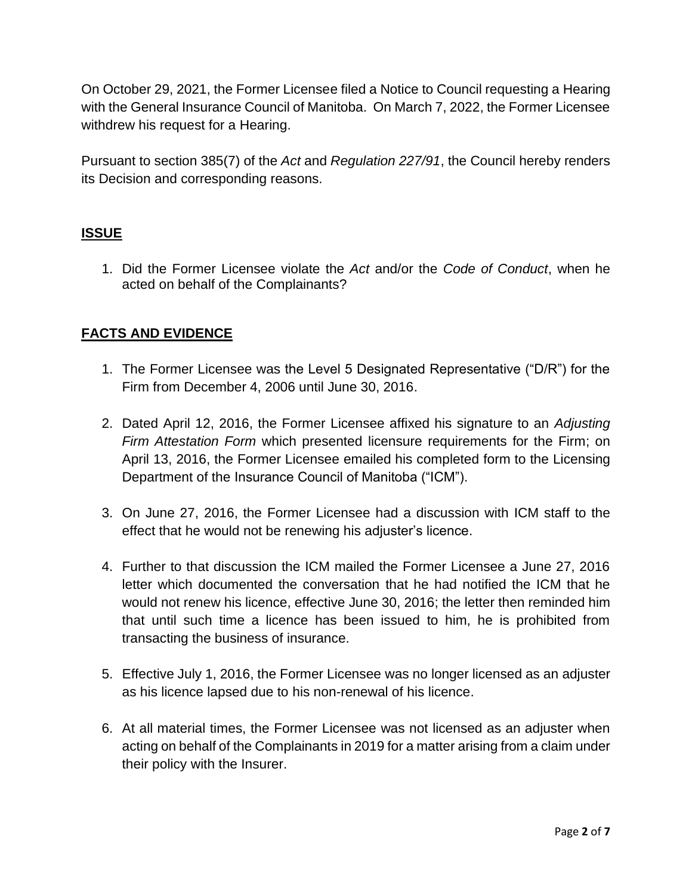On October 29, 2021, the Former Licensee filed a Notice to Council requesting a Hearing with the General Insurance Council of Manitoba. On March 7, 2022, the Former Licensee withdrew his request for a Hearing.

Pursuant to section 385(7) of the *Act* and *Regulation 227/91*, the Council hereby renders its Decision and corresponding reasons.

## **ISSUE**

1. Did the Former Licensee violate the *Act* and/or the *Code of Conduct*, when he acted on behalf of the Complainants?

## **FACTS AND EVIDENCE**

1. The Former Licensee was the Level 5 Designated Representative ("D/R") for the Firm from December 4, 2006 until June 30, 2016.

2. Dated April 12, 2016, the Former Licensee affixed his signature to an *Adjusting Firm Attestation Form* which presented licensure requirements for the Firm; on April 13, 2016, the Former Licensee emailed his completed form to the Licensing Department of the Insurance Council of Manitoba ("ICM").

3. On June 27, 2016, the Former Licensee had a discussion with ICM staff to the effect that he would not be renewing his adjuster's licence.

4. Further to that discussion the ICM mailed the Former Licensee a June 27, 2016 letter which documented the conversation that he had notified the ICM that he would not renew his licence, effective June 30, 2016; the letter then reminded him that until such time a licence has been issued to him, he is prohibited from transacting the business of insurance.

5. Effective July 1, 2016, the Former Licensee was no longer licensed as an adjuster as his licence lapsed due to his non-renewal of his licence.

6. At all material times, the Former Licensee was not licensed as an adjuster when acting on behalf of the Complainants in 2019 for a matter arising from a claim under their policy with the Insurer.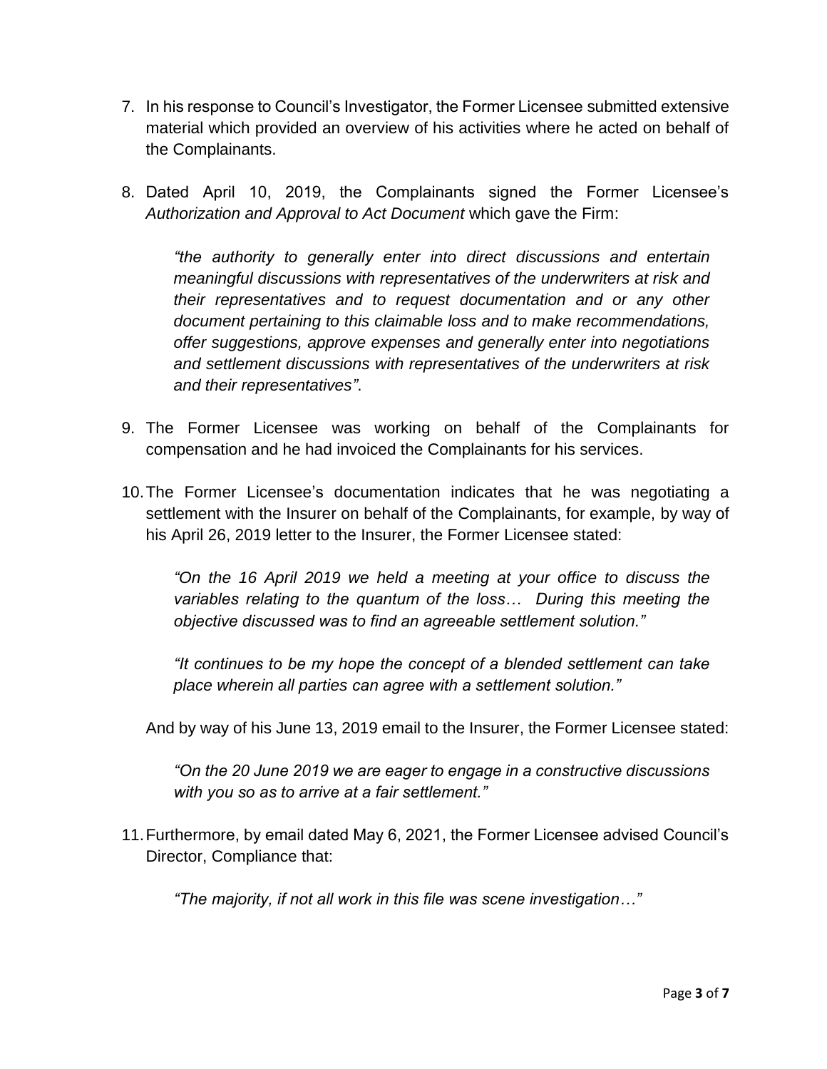7. In his response to Council's Investigator, the Former Licensee submitted extensive material which provided an overview of his activities where he acted on behalf of the Complainants.

8. Dated April 10, 2019, the Complainants signed the Former Licensee's *Authorization and Approval to Act Document* which gave the Firm:

   *"the authority to generally enter into direct discussions and entertain meaningful discussions with representatives of the underwriters at risk and their representatives and to request documentation and or any other document pertaining to this claimable loss and to make recommendations, offer suggestions, approve expenses and generally enter into negotiations and settlement discussions with representatives of the underwriters at risk and their representatives"*.

9. The Former Licensee was working on behalf of the Complainants for compensation and he had invoiced the Complainants for his services.

10. The Former Licensee's documentation indicates that he was negotiating a settlement with the Insurer on behalf of the Complainants, for example, by way of his April 26, 2019 letter to the Insurer, the Former Licensee stated:

    *"On the 16 April 2019 we held a meeting at your office to discuss the variables relating to the quantum of the loss… During this meeting the objective discussed was to find an agreeable settlement solution."*

    *"It continues to be my hope the concept of a blended settlement can take place wherein all parties can agree with a settlement solution."*

    And by way of his June 13, 2019 email to the Insurer, the Former Licensee stated:

    *"On the 20 June 2019 we are eager to engage in a constructive discussions with you so as to arrive at a fair settlement."*

11. Furthermore, by email dated May 6, 2021, the Former Licensee advised Council's Director, Compliance that:

    *"The majority, if not all work in this file was scene investigation…"*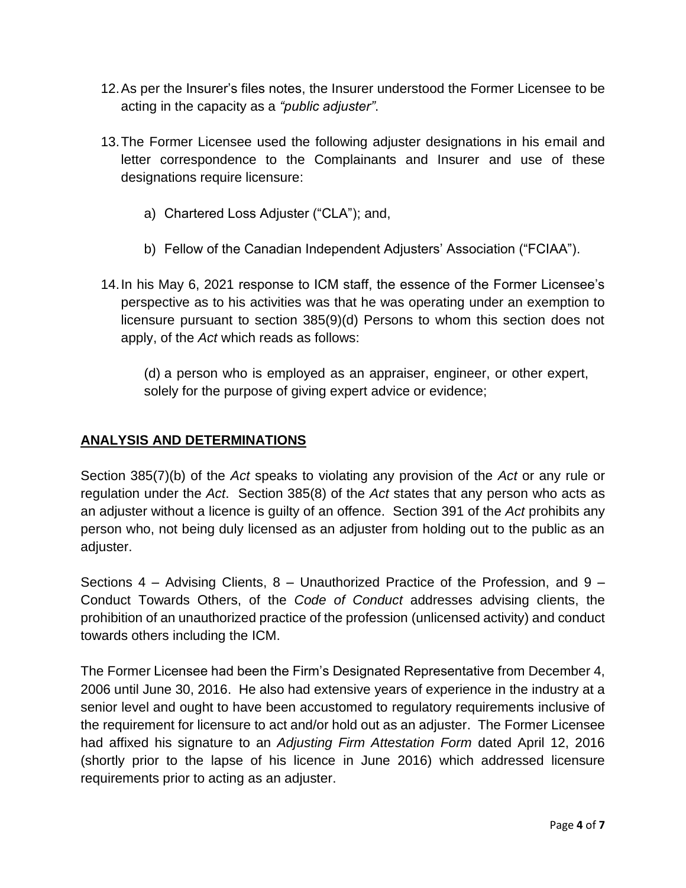12. As per the Insurer's files notes, the Insurer understood the Former Licensee to be acting in the capacity as a *"public adjuster"*.

13. The Former Licensee used the following adjuster designations in his email and letter correspondence to the Complainants and Insurer and use of these designations require licensure:

    a) Chartered Loss Adjuster ("CLA"); and,

    b) Fellow of the Canadian Independent Adjusters' Association ("FCIAA").

14. In his May 6, 2021 response to ICM staff, the essence of the Former Licensee's perspective as to his activities was that he was operating under an exemption to licensure pursuant to section 385(9)(d) Persons to whom this section does not apply, of the *Act* which reads as follows:

    (d) a person who is employed as an appraiser, engineer, or other expert, solely for the purpose of giving expert advice or evidence;

## ANALYSIS AND DETERMINATIONS

Section 385(7)(b) of the *Act* speaks to violating any provision of the *Act* or any rule or regulation under the *Act*. Section 385(8) of the *Act* states that any person who acts as an adjuster without a licence is guilty of an offence. Section 391 of the *Act* prohibits any person who, not being duly licensed as an adjuster from holding out to the public as an adjuster.

Sections 4 – Advising Clients, 8 – Unauthorized Practice of the Profession, and 9 – Conduct Towards Others, of the *Code of Conduct* addresses advising clients, the prohibition of an unauthorized practice of the profession (unlicensed activity) and conduct towards others including the ICM.

The Former Licensee had been the Firm's Designated Representative from December 4, 2006 until June 30, 2016. He also had extensive years of experience in the industry at a senior level and ought to have been accustomed to regulatory requirements inclusive of the requirement for licensure to act and/or hold out as an adjuster. The Former Licensee had affixed his signature to an *Adjusting Firm Attestation Form* dated April 12, 2016 (shortly prior to the lapse of his licence in June 2016) which addressed licensure requirements prior to acting as an adjuster.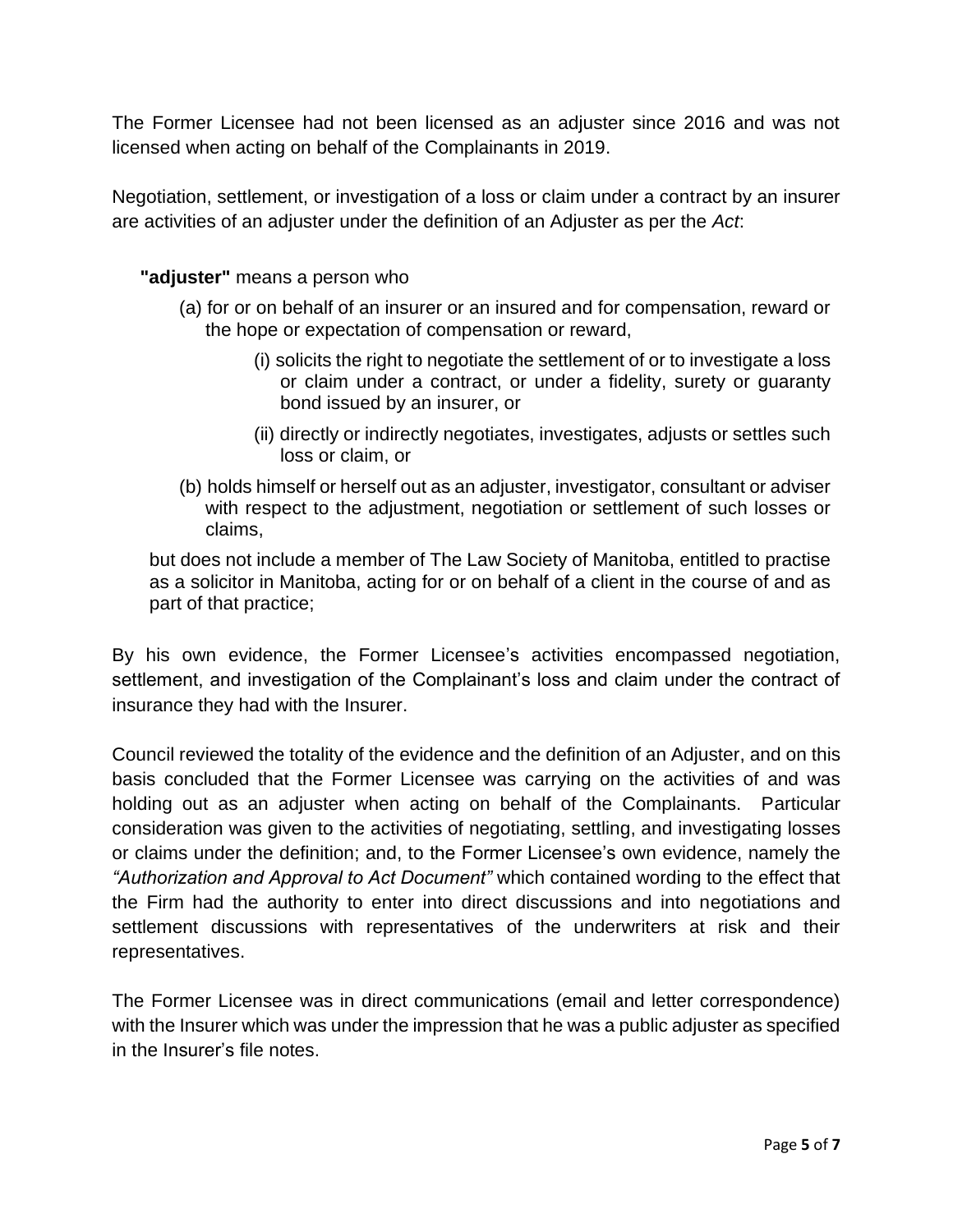The Former Licensee had not been licensed as an adjuster since 2016 and was not licensed when acting on behalf of the Complainants in 2019.

Negotiation, settlement, or investigation of a loss or claim under a contract by an insurer are activities of an adjuster under the definition of an Adjuster as per the *Act*:

> **"adjuster"** means a person who
>
> (a) for or on behalf of an insurer or an insured and for compensation, reward or the hope or expectation of compensation or reward,
>
> > (i) solicits the right to negotiate the settlement of or to investigate a loss or claim under a contract, or under a fidelity, surety or guaranty bond issued by an insurer, or
> >
> > (ii) directly or indirectly negotiates, investigates, adjusts or settles such loss or claim, or
>
> (b) holds himself or herself out as an adjuster, investigator, consultant or adviser with respect to the adjustment, negotiation or settlement of such losses or claims,
>
> but does not include a member of The Law Society of Manitoba, entitled to practise as a solicitor in Manitoba, acting for or on behalf of a client in the course of and as part of that practice;

By his own evidence, the Former Licensee's activities encompassed negotiation, settlement, and investigation of the Complainant's loss and claim under the contract of insurance they had with the Insurer.

Council reviewed the totality of the evidence and the definition of an Adjuster, and on this basis concluded that the Former Licensee was carrying on the activities of and was holding out as an adjuster when acting on behalf of the Complainants. Particular consideration was given to the activities of negotiating, settling, and investigating losses or claims under the definition; and, to the Former Licensee's own evidence, namely the *"Authorization and Approval to Act Document"* which contained wording to the effect that the Firm had the authority to enter into direct discussions and into negotiations and settlement discussions with representatives of the underwriters at risk and their representatives.

The Former Licensee was in direct communications (email and letter correspondence) with the Insurer which was under the impression that he was a public adjuster as specified in the Insurer's file notes.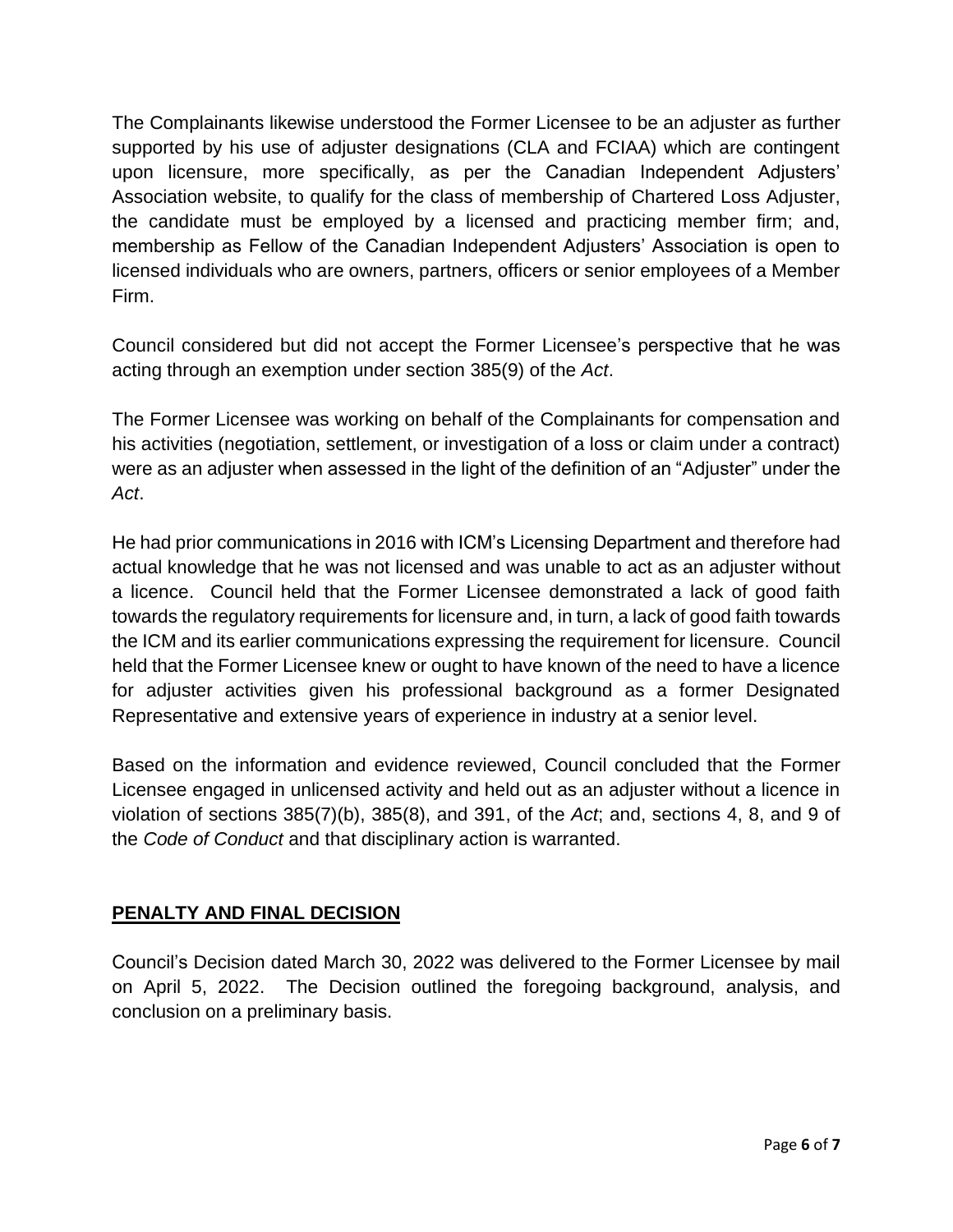The Complainants likewise understood the Former Licensee to be an adjuster as further supported by his use of adjuster designations (CLA and FCIAA) which are contingent upon licensure, more specifically, as per the Canadian Independent Adjusters' Association website, to qualify for the class of membership of Chartered Loss Adjuster, the candidate must be employed by a licensed and practicing member firm; and, membership as Fellow of the Canadian Independent Adjusters' Association is open to licensed individuals who are owners, partners, officers or senior employees of a Member Firm.

Council considered but did not accept the Former Licensee's perspective that he was acting through an exemption under section 385(9) of the *Act*.

The Former Licensee was working on behalf of the Complainants for compensation and his activities (negotiation, settlement, or investigation of a loss or claim under a contract) were as an adjuster when assessed in the light of the definition of an "Adjuster" under the *Act*.

He had prior communications in 2016 with ICM's Licensing Department and therefore had actual knowledge that he was not licensed and was unable to act as an adjuster without a licence. Council held that the Former Licensee demonstrated a lack of good faith towards the regulatory requirements for licensure and, in turn, a lack of good faith towards the ICM and its earlier communications expressing the requirement for licensure. Council held that the Former Licensee knew or ought to have known of the need to have a licence for adjuster activities given his professional background as a former Designated Representative and extensive years of experience in industry at a senior level.

Based on the information and evidence reviewed, Council concluded that the Former Licensee engaged in unlicensed activity and held out as an adjuster without a licence in violation of sections 385(7)(b), 385(8), and 391, of the *Act*; and, sections 4, 8, and 9 of the *Code of Conduct* and that disciplinary action is warranted.

## PENALTY AND FINAL DECISION

Council's Decision dated March 30, 2022 was delivered to the Former Licensee by mail on April 5, 2022. The Decision outlined the foregoing background, analysis, and conclusion on a preliminary basis.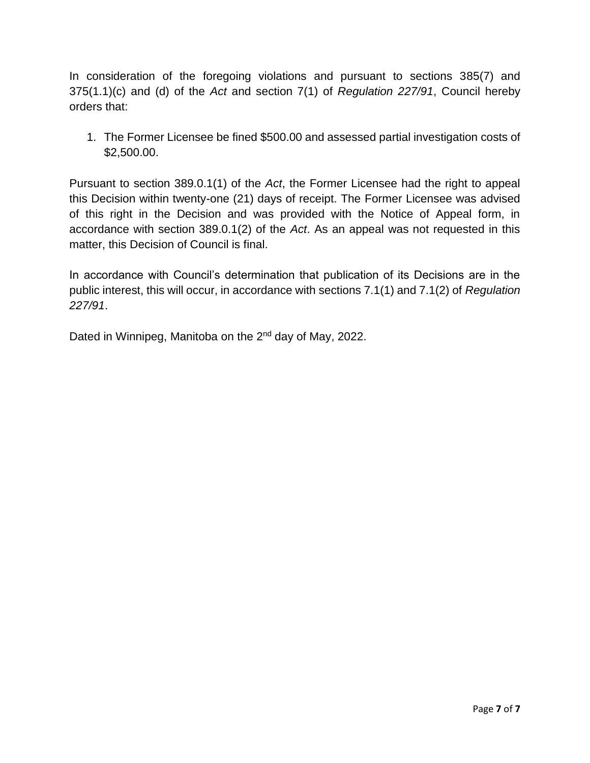In consideration of the foregoing violations and pursuant to sections 385(7) and 375(1.1)(c) and (d) of the *Act* and section 7(1) of *Regulation 227/91*, Council hereby orders that:

1. The Former Licensee be fined $500.00 and assessed partial investigation costs of $2,500.00.

Pursuant to section 389.0.1(1) of the *Act*, the Former Licensee had the right to appeal this Decision within twenty-one (21) days of receipt. The Former Licensee was advised of this right in the Decision and was provided with the Notice of Appeal form, in accordance with section 389.0.1(2) of the *Act*. As an appeal was not requested in this matter, this Decision of Council is final.

In accordance with Council's determination that publication of its Decisions are in the public interest, this will occur, in accordance with sections 7.1(1) and 7.1(2) of *Regulation 227/91*.

Dated in Winnipeg, Manitoba on the 2nd day of May, 2022.